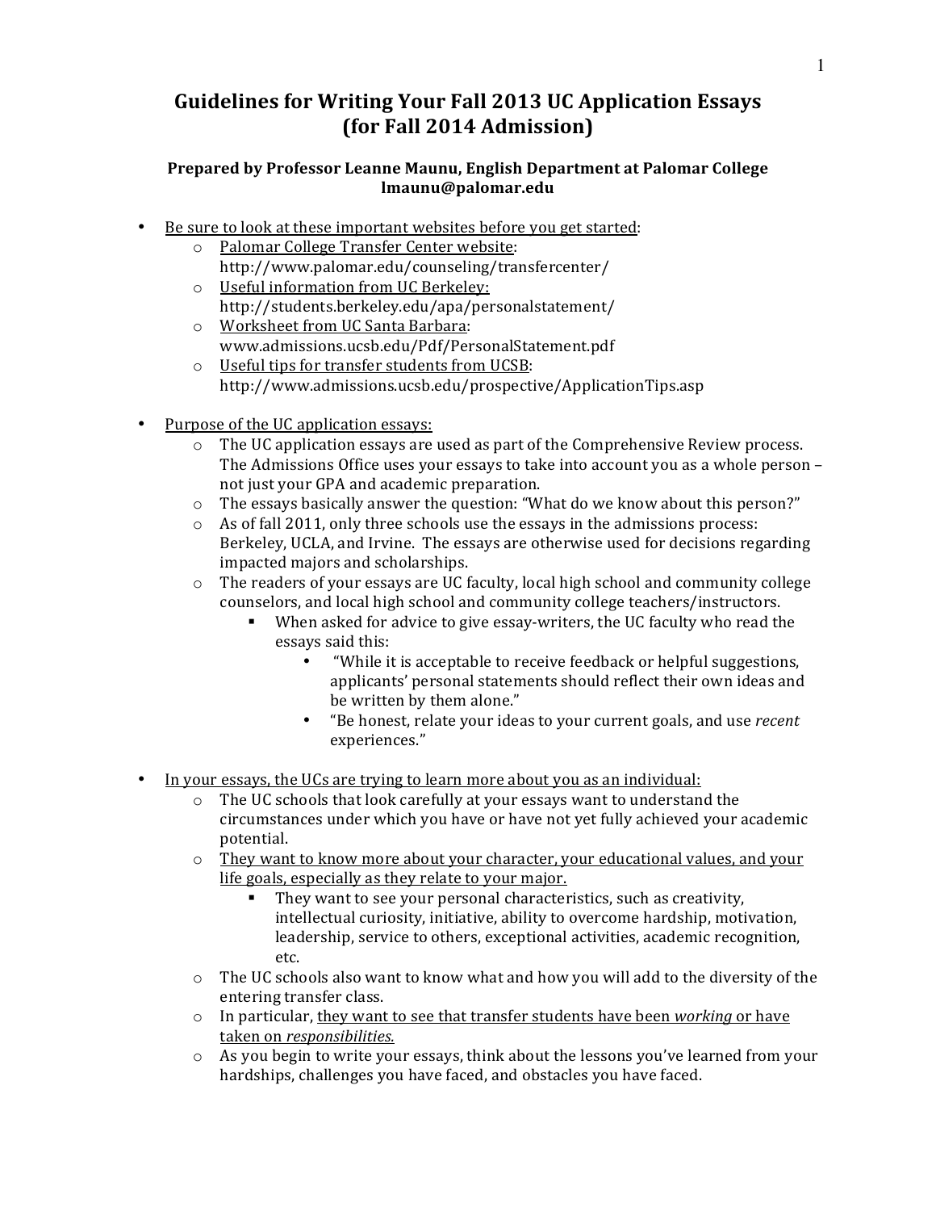# Guidelines for Writing Your Fall 2013 UC Application Essays (for Fall 2014 Admission)

**Prepared by Professor Leanne Maunu, English Department at Palomar College**
**lmaunu@palomar.edu**

- Be sure to look at these important websites before you get started:
  - Palomar College Transfer Center website: http://www.palomar.edu/counseling/transfercenter/
  - Useful information from UC Berkeley: http://students.berkeley.edu/apa/personalstatement/
  - Worksheet from UC Santa Barbara: www.admissions.ucsb.edu/Pdf/PersonalStatement.pdf
  - Useful tips for transfer students from UCSB: http://www.admissions.ucsb.edu/prospective/ApplicationTips.asp

- Purpose of the UC application essays:
  - The UC application essays are used as part of the Comprehensive Review process. The Admissions Office uses your essays to take into account you as a whole person – not just your GPA and academic preparation.
  - The essays basically answer the question: "What do we know about this person?"
  - As of fall 2011, only three schools use the essays in the admissions process: Berkeley, UCLA, and Irvine. The essays are otherwise used for decisions regarding impacted majors and scholarships.
  - The readers of your essays are UC faculty, local high school and community college counselors, and local high school and community college teachers/instructors.
    - When asked for advice to give essay-writers, the UC faculty who read the essays said this:
      - "While it is acceptable to receive feedback or helpful suggestions, applicants' personal statements should reflect their own ideas and be written by them alone."
      - "Be honest, relate your ideas to your current goals, and use *recent* experiences."

- In your essays, the UCs are trying to learn more about you as an individual:
  - The UC schools that look carefully at your essays want to understand the circumstances under which you have or have not yet fully achieved your academic potential.
  - They want to know more about your character, your educational values, and your life goals, especially as they relate to your major.
    - They want to see your personal characteristics, such as creativity, intellectual curiosity, initiative, ability to overcome hardship, motivation, leadership, service to others, exceptional activities, academic recognition, etc.
  - The UC schools also want to know what and how you will add to the diversity of the entering transfer class.
  - In particular, they want to see that transfer students have been *working* or have taken on *responsibilities.*
  - As you begin to write your essays, think about the lessons you've learned from your hardships, challenges you have faced, and obstacles you have faced.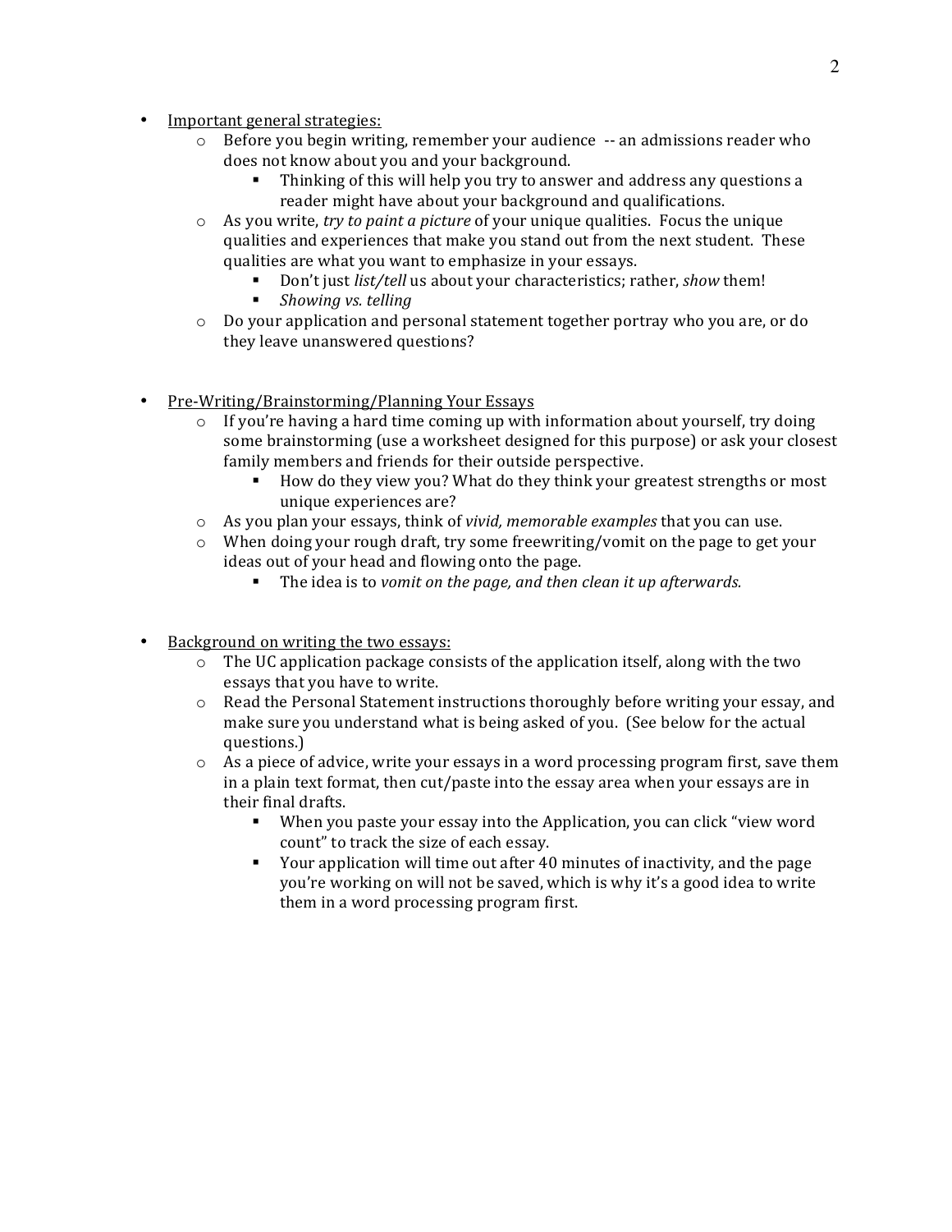- Important general strategies:
    - Before you begin writing, remember your audience -- an admissions reader who does not know about you and your background.
        - Thinking of this will help you try to answer and address any questions a reader might have about your background and qualifications.
    - As you write, *try to paint a picture* of your unique qualities. Focus the unique qualities and experiences that make you stand out from the next student. These qualities are what you want to emphasize in your essays.
        - Don't just *list/tell* us about your characteristics; rather, *show* them!
        - *Showing vs. telling*
    - Do your application and personal statement together portray who you are, or do they leave unanswered questions?

- Pre-Writing/Brainstorming/Planning Your Essays
    - If you're having a hard time coming up with information about yourself, try doing some brainstorming (use a worksheet designed for this purpose) or ask your closest family members and friends for their outside perspective.
        - How do they view you? What do they think your greatest strengths or most unique experiences are?
    - As you plan your essays, think of *vivid, memorable examples* that you can use.
    - When doing your rough draft, try some freewriting/vomit on the page to get your ideas out of your head and flowing onto the page.
        - The idea is to *vomit on the page, and then clean it up afterwards.*

- Background on writing the two essays:
    - The UC application package consists of the application itself, along with the two essays that you have to write.
    - Read the Personal Statement instructions thoroughly before writing your essay, and make sure you understand what is being asked of you. (See below for the actual questions.)
    - As a piece of advice, write your essays in a word processing program first, save them in a plain text format, then cut/paste into the essay area when your essays are in their final drafts.
        - When you paste your essay into the Application, you can click "view word count" to track the size of each essay.
        - Your application will time out after 40 minutes of inactivity, and the page you're working on will not be saved, which is why it's a good idea to write them in a word processing program first.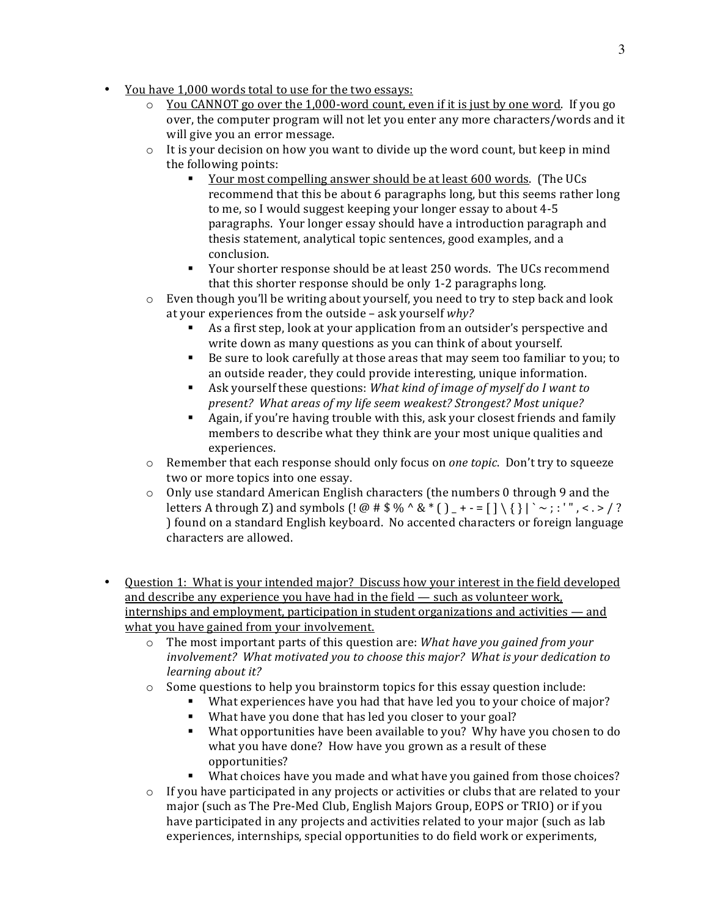- <u>You have 1,000 words total to use for the two essays:</u>
  - <u>You CANNOT go over the 1,000-word count, even if it is just by one word</u>. If you go over, the computer program will not let you enter any more characters/words and it will give you an error message.
  - It is your decision on how you want to divide up the word count, but keep in mind the following points:
    - <u>Your most compelling answer should be at least 600 words</u>. (The UCs recommend that this be about 6 paragraphs long, but this seems rather long to me, so I would suggest keeping your longer essay to about 4-5 paragraphs. Your longer essay should have a introduction paragraph and thesis statement, analytical topic sentences, good examples, and a conclusion.
    - Your shorter response should be at least 250 words. The UCs recommend that this shorter response should be only 1-2 paragraphs long.
  - Even though you'll be writing about yourself, you need to try to step back and look at your experiences from the outside – ask yourself *why?*
    - As a first step, look at your application from an outsider's perspective and write down as many questions as you can think of about yourself.
    - Be sure to look carefully at those areas that may seem too familiar to you; to an outside reader, they could provide interesting, unique information.
    - Ask yourself these questions: *What kind of image of myself do I want to present? What areas of my life seem weakest? Strongest? Most unique?*
    - Again, if you're having trouble with this, ask your closest friends and family members to describe what they think are your most unique qualities and experiences.
  - Remember that each response should only focus on *one topic*. Don't try to squeeze two or more topics into one essay.
  - Only use standard American English characters (the numbers 0 through 9 and the letters A through Z) and symbols (! @ # $ % ^ & * ( ) _ + - = [ ] \ { } | ` ~ ; : ' " , < . > / ? ) found on a standard English keyboard. No accented characters or foreign language characters are allowed.

- <u>Question 1: What is your intended major? Discuss how your interest in the field developed and describe any experience you have had in the field — such as volunteer work, internships and employment, participation in student organizations and activities — and what you have gained from your involvement.</u>
  - The most important parts of this question are: *What have you gained from your involvement? What motivated you to choose this major? What is your dedication to learning about it?*
  - Some questions to help you brainstorm topics for this essay question include:
    - What experiences have you had that have led you to your choice of major?
    - What have you done that has led you closer to your goal?
    - What opportunities have been available to you? Why have you chosen to do what you have done? How have you grown as a result of these opportunities?
    - What choices have you made and what have you gained from those choices?
  - If you have participated in any projects or activities or clubs that are related to your major (such as The Pre-Med Club, English Majors Group, EOPS or TRIO) or if you have participated in any projects and activities related to your major (such as lab experiences, internships, special opportunities to do field work or experiments,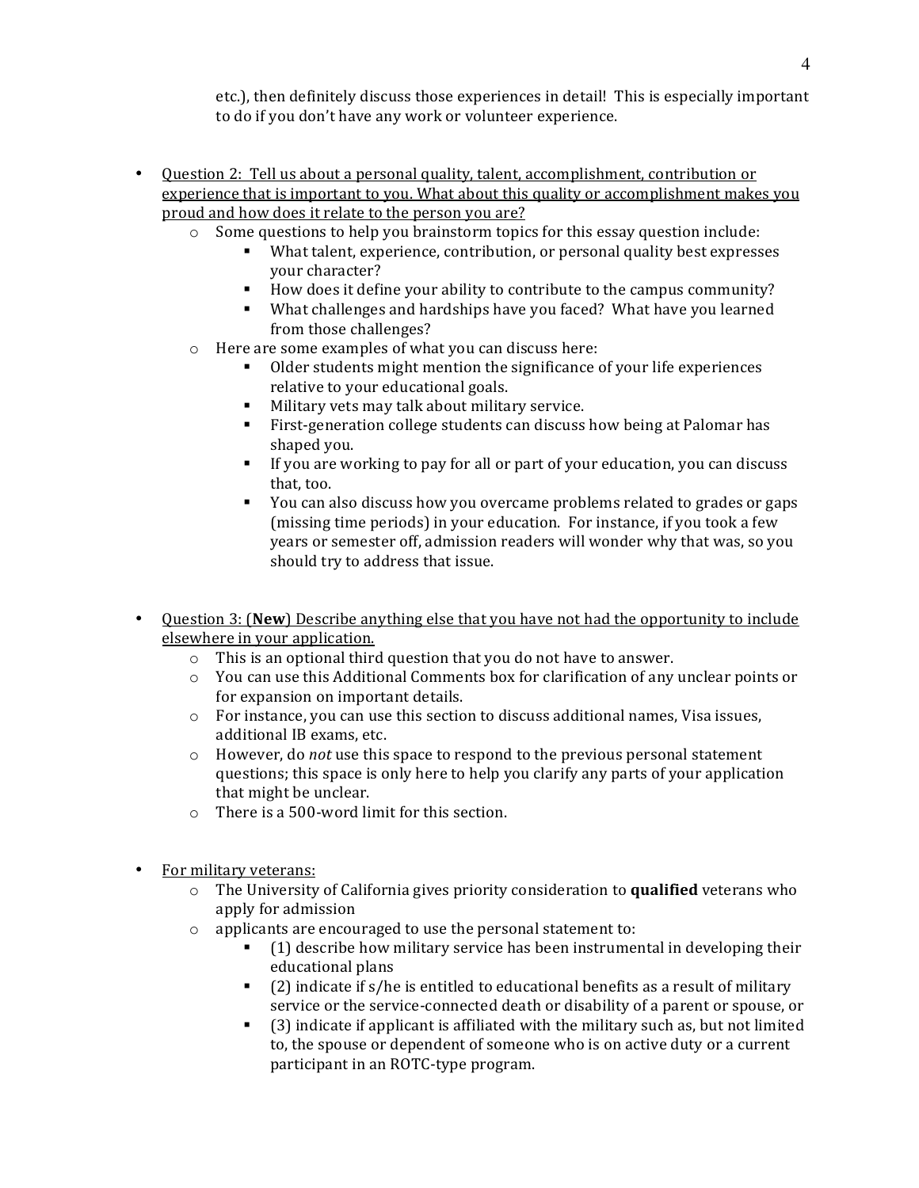etc.), then definitely discuss those experiences in detail! This is especially important to do if you don't have any work or volunteer experience.

- Question 2: Tell us about a personal quality, talent, accomplishment, contribution or experience that is important to you. What about this quality or accomplishment makes you proud and how does it relate to the person you are?
  - Some questions to help you brainstorm topics for this essay question include:
    - What talent, experience, contribution, or personal quality best expresses your character?
    - How does it define your ability to contribute to the campus community?
    - What challenges and hardships have you faced? What have you learned from those challenges?
  - Here are some examples of what you can discuss here:
    - Older students might mention the significance of your life experiences relative to your educational goals.
    - Military vets may talk about military service.
    - First-generation college students can discuss how being at Palomar has shaped you.
    - If you are working to pay for all or part of your education, you can discuss that, too.
    - You can also discuss how you overcame problems related to grades or gaps (missing time periods) in your education. For instance, if you took a few years or semester off, admission readers will wonder why that was, so you should try to address that issue.

- Question 3: (**New**) Describe anything else that you have not had the opportunity to include elsewhere in your application.
  - This is an optional third question that you do not have to answer.
  - You can use this Additional Comments box for clarification of any unclear points or for expansion on important details.
  - For instance, you can use this section to discuss additional names, Visa issues, additional IB exams, etc.
  - However, do *not* use this space to respond to the previous personal statement questions; this space is only here to help you clarify any parts of your application that might be unclear.
  - There is a 500-word limit for this section.

- For military veterans:
  - The University of California gives priority consideration to **qualified** veterans who apply for admission
  - applicants are encouraged to use the personal statement to:
    - (1) describe how military service has been instrumental in developing their educational plans
    - (2) indicate if s/he is entitled to educational benefits as a result of military service or the service-connected death or disability of a parent or spouse, or
    - (3) indicate if applicant is affiliated with the military such as, but not limited to, the spouse or dependent of someone who is on active duty or a current participant in an ROTC-type program.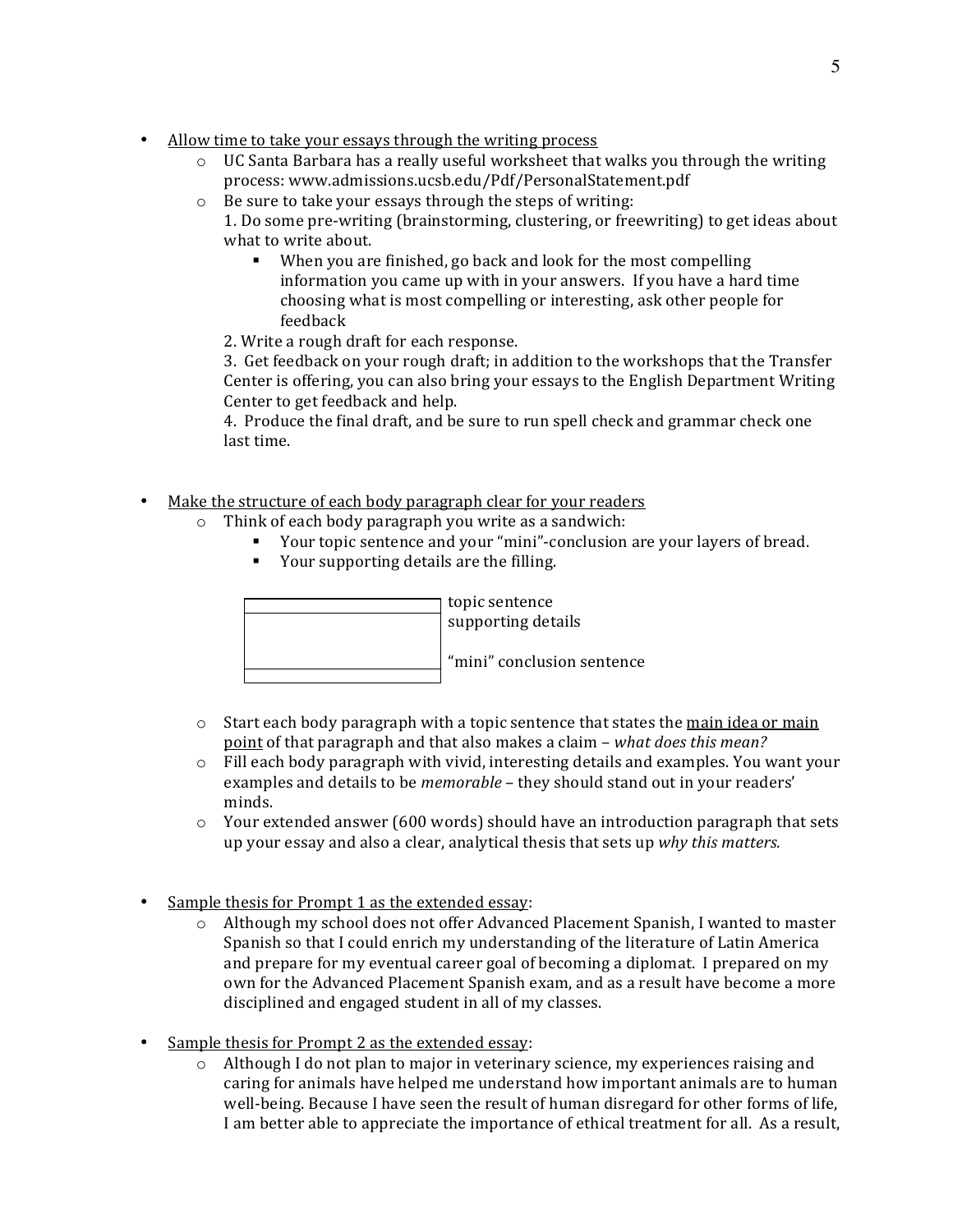- Allow time to take your essays through the writing process
  - UC Santa Barbara has a really useful worksheet that walks you through the writing process: www.admissions.ucsb.edu/Pdf/PersonalStatement.pdf
  - Be sure to take your essays through the steps of writing:

    1. Do some pre-writing (brainstorming, clustering, or freewriting) to get ideas about what to write about.
       - When you are finished, go back and look for the most compelling information you came up with in your answers. If you have a hard time choosing what is most compelling or interesting, ask other people for feedback
    2. Write a rough draft for each response.
    3. Get feedback on your rough draft; in addition to the workshops that the Transfer Center is offering, you can also bring your essays to the English Department Writing Center to get feedback and help.
    4. Produce the final draft, and be sure to run spell check and grammar check one last time.

- Make the structure of each body paragraph clear for your readers
  - Think of each body paragraph you write as a sandwich:
    - Your topic sentence and your "mini"-conclusion are your layers of bread.
    - Your supporting details are the filling.

    topic sentence
    supporting details
    "mini" conclusion sentence

  - Start each body paragraph with a topic sentence that states the main idea or main point of that paragraph and that also makes a claim – *what does this mean?*
  - Fill each body paragraph with vivid, interesting details and examples. You want your examples and details to be *memorable* – they should stand out in your readers' minds.
  - Your extended answer (600 words) should have an introduction paragraph that sets up your essay and also a clear, analytical thesis that sets up *why this matters.*

- Sample thesis for Prompt 1 as the extended essay:
  - Although my school does not offer Advanced Placement Spanish, I wanted to master Spanish so that I could enrich my understanding of the literature of Latin America and prepare for my eventual career goal of becoming a diplomat. I prepared on my own for the Advanced Placement Spanish exam, and as a result have become a more disciplined and engaged student in all of my classes.

- Sample thesis for Prompt 2 as the extended essay:
  - Although I do not plan to major in veterinary science, my experiences raising and caring for animals have helped me understand how important animals are to human well-being. Because I have seen the result of human disregard for other forms of life, I am better able to appreciate the importance of ethical treatment for all. As a result,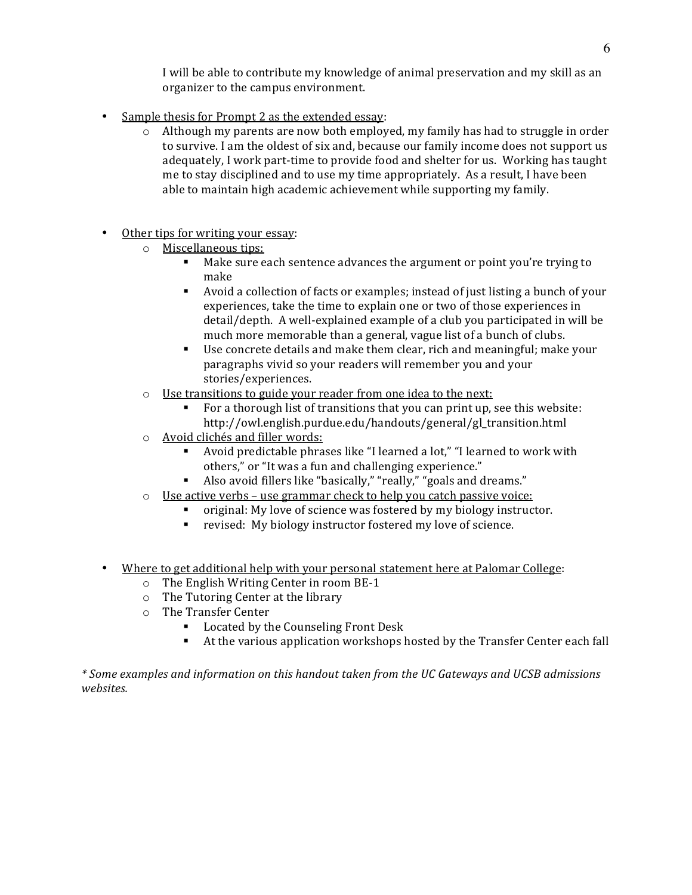I will be able to contribute my knowledge of animal preservation and my skill as an organizer to the campus environment.

- Sample thesis for Prompt 2 as the extended essay:
  - Although my parents are now both employed, my family has had to struggle in order to survive. I am the oldest of six and, because our family income does not support us adequately, I work part-time to provide food and shelter for us. Working has taught me to stay disciplined and to use my time appropriately. As a result, I have been able to maintain high academic achievement while supporting my family.

- Other tips for writing your essay:
  - Miscellaneous tips:
    - Make sure each sentence advances the argument or point you're trying to make
    - Avoid a collection of facts or examples; instead of just listing a bunch of your experiences, take the time to explain one or two of those experiences in detail/depth. A well-explained example of a club you participated in will be much more memorable than a general, vague list of a bunch of clubs.
    - Use concrete details and make them clear, rich and meaningful; make your paragraphs vivid so your readers will remember you and your stories/experiences.
  - Use transitions to guide your reader from one idea to the next:
    - For a thorough list of transitions that you can print up, see this website: http://owl.english.purdue.edu/handouts/general/gl_transition.html
  - Avoid clichés and filler words:
    - Avoid predictable phrases like "I learned a lot," "I learned to work with others," or "It was a fun and challenging experience."
    - Also avoid fillers like "basically," "really," "goals and dreams."
  - Use active verbs – use grammar check to help you catch passive voice:
    - original: My love of science was fostered by my biology instructor.
    - revised: My biology instructor fostered my love of science.

- Where to get additional help with your personal statement here at Palomar College:
  - The English Writing Center in room BE-1
  - The Tutoring Center at the library
  - The Transfer Center
    - Located by the Counseling Front Desk
    - At the various application workshops hosted by the Transfer Center each fall

*\* Some examples and information on this handout taken from the UC Gateways and UCSB admissions websites.*